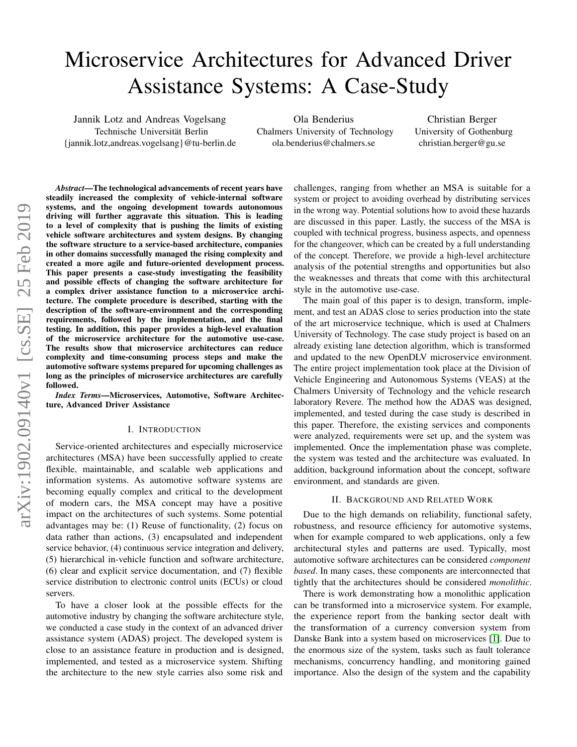# Microservice Architectures for Advanced Driver Assistance Systems: A Case-Study

Jannik Lotz and Andreas Vogelsang
Technische Universität Berlin
{jannik.lotz,andreas.vogelsang}@tu-berlin.de

Ola Benderius
Chalmers University of Technology
ola.benderius@chalmers.se

Christian Berger
University of Gothenburg
christian.berger@gu.se

***Abstract*—The technological advancements of recent years have steadily increased the complexity of vehicle-internal software systems, and the ongoing development towards autonomous driving will further aggravate this situation. This is leading to a level of complexity that is pushing the limits of existing vehicle software architectures and system designs. By changing the software structure to a service-based architecture, companies in other domains successfully managed the rising complexity and created a more agile and future-oriented development process. This paper presents a case-study investigating the feasibility and possible effects of changing the software architecture for a complex driver assistance function to a microservice architecture. The complete procedure is described, starting with the description of the software-environment and the corresponding requirements, followed by the implementation, and the final testing. In addition, this paper provides a high-level evaluation of the microservice architecture for the automotive use-case. The results show that microservice architectures can reduce complexity and time-consuming process steps and make the automotive software systems prepared for upcoming challenges as long as the principles of microservice architectures are carefully followed.**

***Index Terms*—Microservices, Automotive, Software Architecture, Advanced Driver Assistance**

## I. Introduction

Service-oriented architectures and especially microservice architectures (MSA) have been successfully applied to create flexible, maintainable, and scalable web applications and information systems. As automotive software systems are becoming equally complex and critical to the development of modern cars, the MSA concept may have a positive impact on the architectures of such systems. Some potential advantages may be: (1) Reuse of functionality, (2) focus on data rather than actions, (3) encapsulated and independent service behavior, (4) continuous service integration and delivery, (5) hierarchical in-vehicle function and software architecture, (6) clear and explicit service documentation, and (7) flexible service distribution to electronic control units (ECUs) or cloud servers.

To have a closer look at the possible effects for the automotive industry by changing the software architecture style, we conducted a case study in the context of an advanced driver assistance system (ADAS) project. The developed system is close to an assistance feature in production and is designed, implemented, and tested as a microservice system. Shifting the architecture to the new style carries also some risk and challenges, ranging from whether an MSA is suitable for a system or project to avoiding overhead by distributing services in the wrong way. Potential solutions how to avoid these hazards are discussed in this paper. Lastly, the success of the MSA is coupled with technical progress, business aspects, and openness for the changeover, which can be created by a full understanding of the concept. Therefore, we provide a high-level architecture analysis of the potential strengths and opportunities but also the weaknesses and threats that come with this architectural style in the automotive use-case.

The main goal of this paper is to design, transform, implement, and test an ADAS close to series production into the state of the art microservice technique, which is used at Chalmers University of Technology. The case study project is based on an already existing lane detection algorithm, which is transformed and updated to the new OpenDLV microservice environment. The entire project implementation took place at the Division of Vehicle Engineering and Autonomous Systems (VEAS) at the Chalmers University of Technology and the vehicle research laboratory Revere. The method how the ADAS was designed, implemented, and tested during the case study is described in this paper. Therefore, the existing services and components were analyzed, requirements were set up, and the system was implemented. Once the implementation phase was complete, the system was tested and the architecture was evaluated. In addition, background information about the concept, software environment, and standards are given.

## II. Background and Related Work

Due to the high demands on reliability, functional safety, robustness, and resource efficiency for automotive systems, when for example compared to web applications, only a few architectural styles and patterns are used. Typically, most automotive software architectures can be considered *component based*. In many cases, these components are interconnected that tightly that the architectures should be considered *monolithic*.

There is work demonstrating how a monolithic application can be transformed into a microservice system. For example, the experience report from the banking sector dealt with the transformation of a currency conversion system from Danske Bank into a system based on microservices [1]. Due to the enormous size of the system, tasks such as fault tolerance mechanisms, concurrency handling, and monitoring gained importance. Also the design of the system and the capability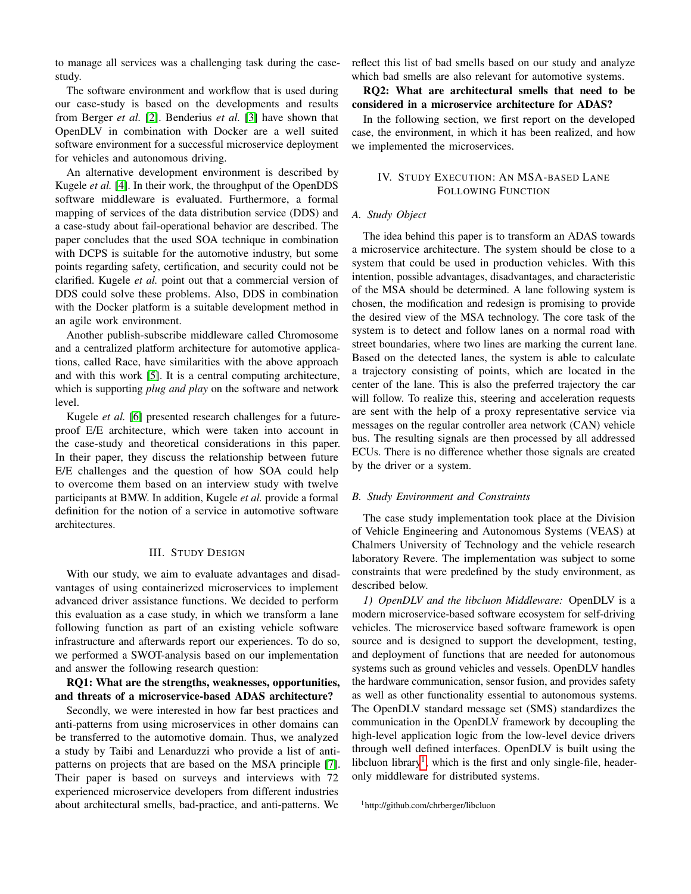to manage all services was a challenging task during the case-study.

The software environment and workflow that is used during our case-study is based on the developments and results from Berger *et al.* [2]. Benderius *et al.* [3] have shown that OpenDLV in combination with Docker are a well suited software environment for a successful microservice deployment for vehicles and autonomous driving.

An alternative development environment is described by Kugele *et al.* [4]. In their work, the throughput of the OpenDDS software middleware is evaluated. Furthermore, a formal mapping of services of the data distribution service (DDS) and a case-study about fail-operational behavior are described. The paper concludes that the used SOA technique in combination with DCPS is suitable for the automotive industry, but some points regarding safety, certification, and security could not be clarified. Kugele *et al.* point out that a commercial version of DDS could solve these problems. Also, DDS in combination with the Docker platform is a suitable development method in an agile work environment.

Another publish-subscribe middleware called Chromosome and a centralized platform architecture for automotive applications, called Race, have similarities with the above approach and with this work [5]. It is a central computing architecture, which is supporting *plug and play* on the software and network level.

Kugele *et al.* [6] presented research challenges for a future-proof E/E architecture, which were taken into account in the case-study and theoretical considerations in this paper. In their paper, they discuss the relationship between future E/E challenges and the question of how SOA could help to overcome them based on an interview study with twelve participants at BMW. In addition, Kugele *et al.* provide a formal definition for the notion of a service in automotive software architectures.

## III. Study Design

With our study, we aim to evaluate advantages and disadvantages of using containerized microservices to implement advanced driver assistance functions. We decided to perform this evaluation as a case study, in which we transform a lane following function as part of an existing vehicle software infrastructure and afterwards report our experiences. To do so, we performed a SWOT-analysis based on our implementation and answer the following research question:

**RQ1: What are the strengths, weaknesses, opportunities, and threats of a microservice-based ADAS architecture?**

Secondly, we were interested in how far best practices and anti-patterns from using microservices in other domains can be transferred to the automotive domain. Thus, we analyzed a study by Taibi and Lenarduzzi who provide a list of anti-patterns on projects that are based on the MSA principle [7]. Their paper is based on surveys and interviews with 72 experienced microservice developers from different industries about architectural smells, bad-practice, and anti-patterns. We reflect this list of bad smells based on our study and analyze which bad smells are also relevant for automotive systems.

**RQ2: What are architectural smells that need to be considered in a microservice architecture for ADAS?**

In the following section, we first report on the developed case, the environment, in which it has been realized, and how we implemented the microservices.

## IV. Study Execution: An MSA-based Lane Following Function

### A. Study Object

The idea behind this paper is to transform an ADAS towards a microservice architecture. The system should be close to a system that could be used in production vehicles. With this intention, possible advantages, disadvantages, and characteristic of the MSA should be determined. A lane following system is chosen, the modification and redesign is promising to provide the desired view of the MSA technology. The core task of the system is to detect and follow lanes on a normal road with street boundaries, where two lines are marking the current lane. Based on the detected lanes, the system is able to calculate a trajectory consisting of points, which are located in the center of the lane. This is also the preferred trajectory the car will follow. To realize this, steering and acceleration requests are sent with the help of a proxy representative service via messages on the regular controller area network (CAN) vehicle bus. The resulting signals are then processed by all addressed ECUs. There is no difference whether those signals are created by the driver or a system.

### B. Study Environment and Constraints

The case study implementation took place at the Division of Vehicle Engineering and Autonomous Systems (VEAS) at Chalmers University of Technology and the vehicle research laboratory Revere. The implementation was subject to some constraints that were predefined by the study environment, as described below.

*1) OpenDLV and the libcluon Middleware:* OpenDLV is a modern microservice-based software ecosystem for self-driving vehicles. The microservice based software framework is open source and is designed to support the development, testing, and deployment of functions that are needed for autonomous systems such as ground vehicles and vessels. OpenDLV handles the hardware communication, sensor fusion, and provides safety as well as other functionality essential to autonomous systems. The OpenDLV standard message set (SMS) standardizes the communication in the OpenDLV framework by decoupling the high-level application logic from the low-level device drivers through well defined interfaces. OpenDLV is built using the libcluon library[1], which is the first and only single-file, header-only middleware for distributed systems.

[1] http://github.com/chrberger/libcluon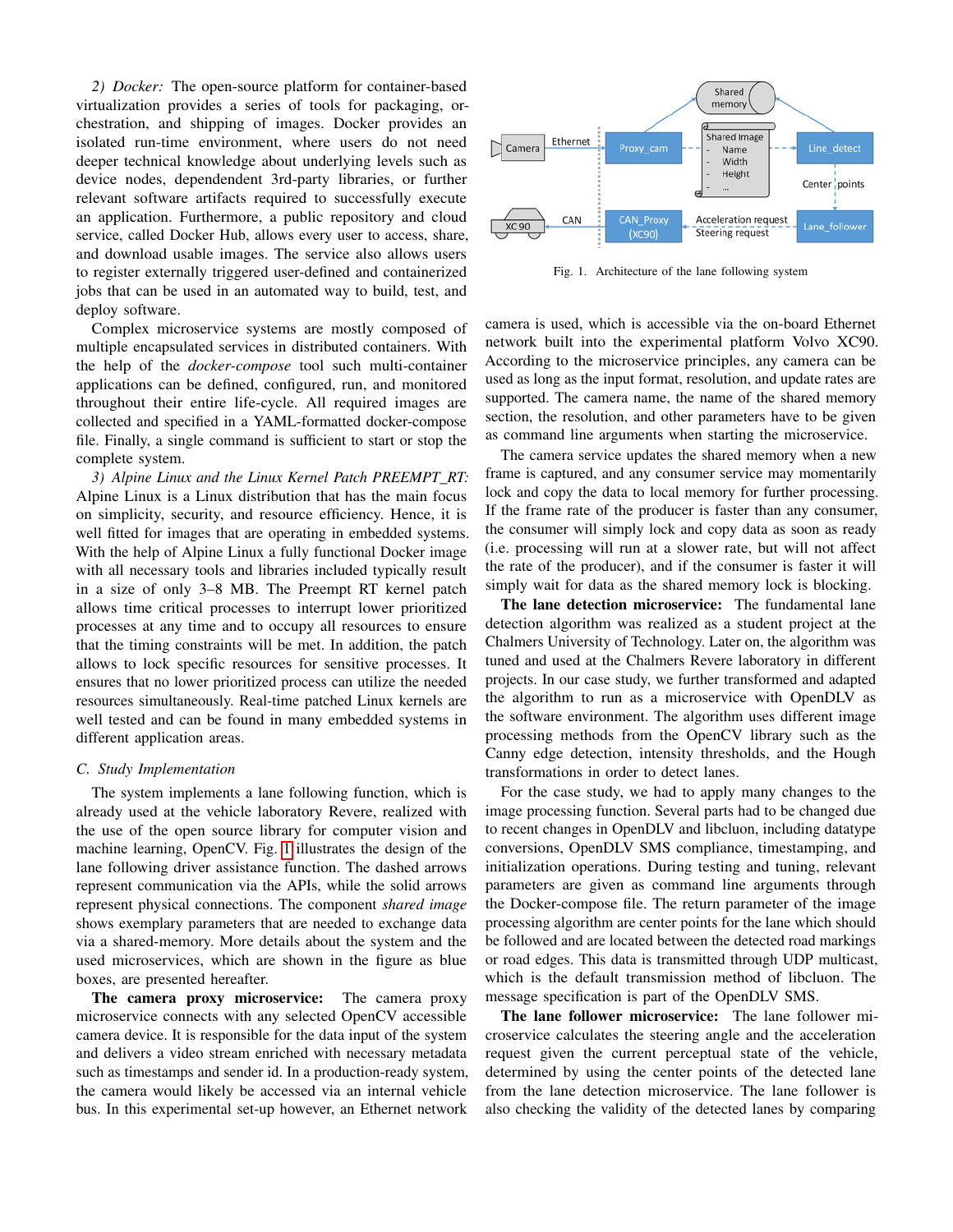*2) Docker:* The open-source platform for container-based virtualization provides a series of tools for packaging, orchestration, and shipping of images. Docker provides an isolated run-time environment, where users do not need deeper technical knowledge about underlying levels such as device nodes, dependendent 3rd-party libraries, or further relevant software artifacts required to successfully execute an application. Furthermore, a public repository and cloud service, called Docker Hub, allows every user to access, share, and download usable images. The service also allows users to register externally triggered user-defined and containerized jobs that can be used in an automated way to build, test, and deploy software.

Complex microservice systems are mostly composed of multiple encapsulated services in distributed containers. With the help of the *docker-compose* tool such multi-container applications can be defined, configured, run, and monitored throughout their entire life-cycle. All required images are collected and specified in a YAML-formatted docker-compose file. Finally, a single command is sufficient to start or stop the complete system.

*3) Alpine Linux and the Linux Kernel Patch PREEMPT_RT:* Alpine Linux is a Linux distribution that has the main focus on simplicity, security, and resource efficiency. Hence, it is well fitted for images that are operating in embedded systems. With the help of Alpine Linux a fully functional Docker image with all necessary tools and libraries included typically result in a size of only 3–8 MB. The Preempt RT kernel patch allows time critical processes to interrupt lower prioritized processes at any time and to occupy all resources to ensure that the timing constraints will be met. In addition, the patch allows to lock specific resources for sensitive processes. It ensures that no lower prioritized process can utilize the needed resources simultaneously. Real-time patched Linux kernels are well tested and can be found in many embedded systems in different application areas.

### C. Study Implementation

The system implements a lane following function, which is already used at the vehicle laboratory Revere, realized with the use of the open source library for computer vision and machine learning, OpenCV. Fig. 1 illustrates the design of the lane following driver assistance function. The dashed arrows represent communication via the APIs, while the solid arrows represent physical connections. The component *shared image* shows exemplary parameters that are needed to exchange data via a shared-memory. More details about the system and the used microservices, which are shown in the figure as blue boxes, are presented hereafter.

Shared memory
Camera
Ethernet
Proxy_cam
Shared Image
- Name
- Width
- Height
- ...
Line_detect
Center points
XC 90
CAN
CAN_Proxy (XC90)
Acceleration request
Steering request
Lane_follower

Fig. 1. Architecture of the lane following system

**The camera proxy microservice:** The camera proxy microservice connects with any selected OpenCV accessible camera device. It is responsible for the data input of the system and delivers a video stream enriched with necessary metadata such as timestamps and sender id. In a production-ready system, the camera would likely be accessed via an internal vehicle bus. In this experimental set-up however, an Ethernet network camera is used, which is accessible via the on-board Ethernet network built into the experimental platform Volvo XC90. According to the microservice principles, any camera can be used as long as the input format, resolution, and update rates are supported. The camera name, the name of the shared memory section, the resolution, and other parameters have to be given as command line arguments when starting the microservice.

The camera service updates the shared memory when a new frame is captured, and any consumer service may momentarily lock and copy the data to local memory for further processing. If the frame rate of the producer is faster than any consumer, the consumer will simply lock and copy data as soon as ready (i.e. processing will run at a slower rate, but will not affect the rate of the producer), and if the consumer is faster it will simply wait for data as the shared memory lock is blocking.

**The lane detection microservice:** The fundamental lane detection algorithm was realized as a student project at the Chalmers University of Technology. Later on, the algorithm was tuned and used at the Chalmers Revere laboratory in different projects. In our case study, we further transformed and adapted the algorithm to run as a microservice with OpenDLV as the software environment. The algorithm uses different image processing methods from the OpenCV library such as the Canny edge detection, intensity thresholds, and the Hough transformations in order to detect lanes.

For the case study, we had to apply many changes to the image processing function. Several parts had to be changed due to recent changes in OpenDLV and libcluon, including datatype conversions, OpenDLV SMS compliance, timestamping, and initialization operations. During testing and tuning, relevant parameters are given as command line arguments through the Docker-compose file. The return parameter of the image processing algorithm are center points for the lane which should be followed and are located between the detected road markings or road edges. This data is transmitted through UDP multicast, which is the default transmission method of libcluon. The message specification is part of the OpenDLV SMS.

**The lane follower microservice:** The lane follower microservice calculates the steering angle and the acceleration request given the current perceptual state of the vehicle, determined by using the center points of the detected lane from the lane detection microservice. The lane follower is also checking the validity of the detected lanes by comparing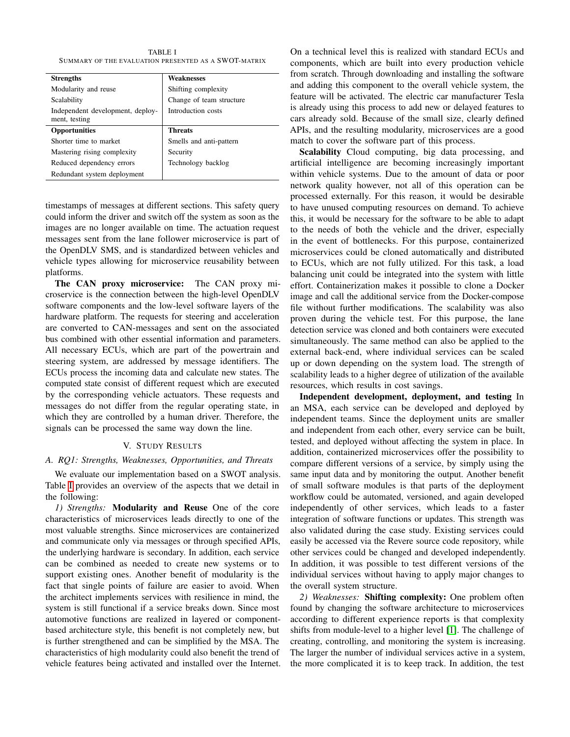TABLE I
SUMMARY OF THE EVALUATION PRESENTED AS A SWOT-MATRIX

| **Strengths** | **Weaknesses** |
|---|---|
| Modularity and reuse | Shifting complexity |
| Scalability | Change of team structure |
| Independent development, deployment, testing | Introduction costs |
| **Opportunities** | **Threats** |
| Shorter time to market | Smells and anti-pattern |
| Mastering rising complexity | Security |
| Reduced dependency errors | Technology backlog |
| Redundant system deployment | |

timestamps of messages at different sections. This safety query could inform the driver and switch off the system as soon as the images are no longer available on time. The actuation request messages sent from the lane follower microservice is part of the OpenDLV SMS, and is standardized between vehicles and vehicle types allowing for microservice reusability between platforms.

**The CAN proxy microservice:** The CAN proxy microservice is the connection between the high-level OpenDLV software components and the low-level software layers of the hardware platform. The requests for steering and acceleration are converted to CAN-messages and sent on the associated bus combined with other essential information and parameters. All necessary ECUs, which are part of the powertrain and steering system, are addressed by message identifiers. The ECUs process the incoming data and calculate new states. The computed state consist of different request which are executed by the corresponding vehicle actuators. These requests and messages do not differ from the regular operating state, in which they are controlled by a human driver. Therefore, the signals can be processed the same way down the line.

## V. Study Results

### A. RQ1: Strengths, Weaknesses, Opportunities, and Threats

We evaluate our implementation based on a SWOT analysis. Table I provides an overview of the aspects that we detail in the following:

*1) Strengths:* **Modularity and Reuse** One of the core characteristics of microservices leads directly to one of the most valuable strengths. Since microservices are containerized and communicate only via messages or through specified APIs, the underlying hardware is secondary. In addition, each service can be combined as needed to create new systems or to support existing ones. Another benefit of modularity is the fact that single points of failure are easier to avoid. When the architect implements services with resilience in mind, the system is still functional if a service breaks down. Since most automotive functions are realized in layered or component-based architecture style, this benefit is not completely new, but is further strengthened and can be simplified by the MSA. The characteristics of high modularity could also benefit the trend of vehicle features being activated and installed over the Internet. On a technical level this is realized with standard ECUs and components, which are built into every production vehicle from scratch. Through downloading and installing the software and adding this component to the overall vehicle system, the feature will be activated. The electric car manufacturer Tesla is already using this process to add new or delayed features to cars already sold. Because of the small size, clearly defined APIs, and the resulting modularity, microservices are a good match to cover the software part of this process.

**Scalability** Cloud computing, big data processing, and artificial intelligence are becoming increasingly important within vehicle systems. Due to the amount of data or poor network quality however, not all of this operation can be processed externally. For this reason, it would be desirable to have unused computing resources on demand. To achieve this, it would be necessary for the software to be able to adapt to the needs of both the vehicle and the driver, especially in the event of bottlenecks. For this purpose, containerized microservices could be cloned automatically and distributed to ECUs, which are not fully utilized. For this task, a load balancing unit could be integrated into the system with little effort. Containerization makes it possible to clone a Docker image and call the additional service from the Docker-compose file without further modifications. The scalability was also proven during the vehicle test. For this purpose, the lane detection service was cloned and both containers were executed simultaneously. The same method can also be applied to the external back-end, where individual services can be scaled up or down depending on the system load. The strength of scalability leads to a higher degree of utilization of the available resources, which results in cost savings.

**Independent development, deployment, and testing** In an MSA, each service can be developed and deployed by independent teams. Since the deployment units are smaller and independent from each other, every service can be built, tested, and deployed without affecting the system in place. In addition, containerized microservices offer the possibility to compare different versions of a service, by simply using the same input data and by monitoring the output. Another benefit of small software modules is that parts of the deployment workflow could be automated, versioned, and again developed independently of other services, which leads to a faster integration of software functions or updates. This strength was also validated during the case study. Existing services could easily be accessed via the Revere source code repository, while other services could be changed and developed independently. In addition, it was possible to test different versions of the individual services without having to apply major changes to the overall system structure.

*2) Weaknesses:* **Shifting complexity:** One problem often found by changing the software architecture to microservices according to different experience reports is that complexity shifts from module-level to a higher level [1]. The challenge of creating, controlling, and monitoring the system is increasing. The larger the number of individual services active in a system, the more complicated it is to keep track. In addition, the test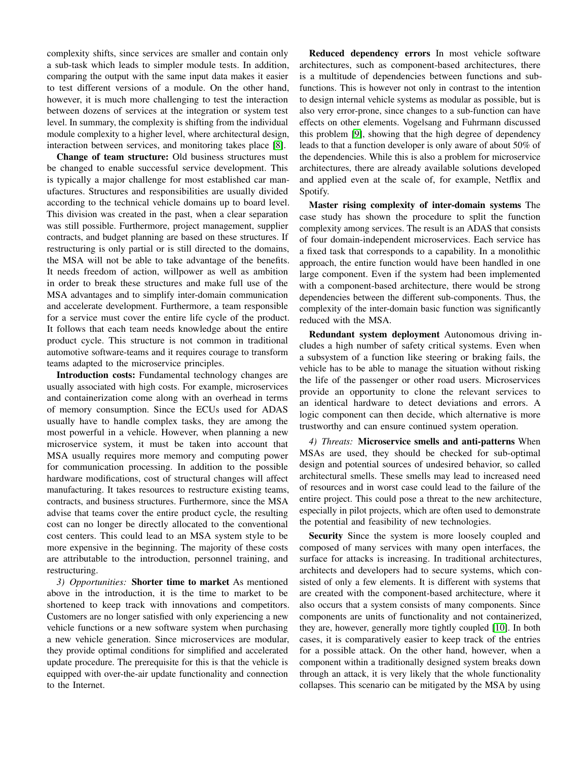complexity shifts, since services are smaller and contain only a sub-task which leads to simpler module tests. In addition, comparing the output with the same input data makes it easier to test different versions of a module. On the other hand, however, it is much more challenging to test the interaction between dozens of services at the integration or system test level. In summary, the complexity is shifting from the individual module complexity to a higher level, where architectural design, interaction between services, and monitoring takes place [8].

**Change of team structure:** Old business structures must be changed to enable successful service development. This is typically a major challenge for most established car manufactures. Structures and responsibilities are usually divided according to the technical vehicle domains up to board level. This division was created in the past, when a clear separation was still possible. Furthermore, project management, supplier contracts, and budget planning are based on these structures. If restructuring is only partial or is still directed to the domains, the MSA will not be able to take advantage of the benefits. It needs freedom of action, willpower as well as ambition in order to break these structures and make full use of the MSA advantages and to simplify inter-domain communication and accelerate development. Furthermore, a team responsible for a service must cover the entire life cycle of the product. It follows that each team needs knowledge about the entire product cycle. This structure is not common in traditional automotive software-teams and it requires courage to transform teams adapted to the microservice principles.

**Introduction costs:** Fundamental technology changes are usually associated with high costs. For example, microservices and containerization come along with an overhead in terms of memory consumption. Since the ECUs used for ADAS usually have to handle complex tasks, they are among the most powerful in a vehicle. However, when planning a new microservice system, it must be taken into account that MSA usually requires more memory and computing power for communication processing. In addition to the possible hardware modifications, cost of structural changes will affect manufacturing. It takes resources to restructure existing teams, contracts, and business structures. Furthermore, since the MSA advise that teams cover the entire product cycle, the resulting cost can no longer be directly allocated to the conventional cost centers. This could lead to an MSA system style to be more expensive in the beginning. The majority of these costs are attributable to the introduction, personnel training, and restructuring.

*3) Opportunities:* **Shorter time to market** As mentioned above in the introduction, it is the time to market to be shortened to keep track with innovations and competitors. Customers are no longer satisfied with only experiencing a new vehicle functions or a new software system when purchasing a new vehicle generation. Since microservices are modular, they provide optimal conditions for simplified and accelerated update procedure. The prerequisite for this is that the vehicle is equipped with over-the-air update functionality and connection to the Internet.

**Reduced dependency errors** In most vehicle software architectures, such as component-based architectures, there is a multitude of dependencies between functions and sub-functions. This is however not only in contrast to the intention to design internal vehicle systems as modular as possible, but is also very error-prone, since changes to a sub-function can have effects on other elements. Vogelsang and Fuhrmann discussed this problem [9], showing that the high degree of dependency leads to that a function developer is only aware of about 50% of the dependencies. While this is also a problem for microservice architectures, there are already available solutions developed and applied even at the scale of, for example, Netflix and Spotify.

**Master rising complexity of inter-domain systems** The case study has shown the procedure to split the function complexity among services. The result is an ADAS that consists of four domain-independent microservices. Each service has a fixed task that corresponds to a capability. In a monolithic approach, the entire function would have been handled in one large component. Even if the system had been implemented with a component-based architecture, there would be strong dependencies between the different sub-components. Thus, the complexity of the inter-domain basic function was significantly reduced with the MSA.

**Redundant system deployment** Autonomous driving includes a high number of safety critical systems. Even when a subsystem of a function like steering or braking fails, the vehicle has to be able to manage the situation without risking the life of the passenger or other road users. Microservices provide an opportunity to clone the relevant services to an identical hardware to detect deviations and errors. A logic component can then decide, which alternative is more trustworthy and can ensure continued system operation.

*4) Threats:* **Microservice smells and anti-patterns** When MSAs are used, they should be checked for sub-optimal design and potential sources of undesired behavior, so called architectural smells. These smells may lead to increased need of resources and in worst case could lead to the failure of the entire project. This could pose a threat to the new architecture, especially in pilot projects, which are often used to demonstrate the potential and feasibility of new technologies.

**Security** Since the system is more loosely coupled and composed of many services with many open interfaces, the surface for attacks is increasing. In traditional architectures, architects and developers had to secure systems, which consisted of only a few elements. It is different with systems that are created with the component-based architecture, where it also occurs that a system consists of many components. Since components are units of functionality and not containerized, they are, however, generally more tightly coupled [10]. In both cases, it is comparatively easier to keep track of the entries for a possible attack. On the other hand, however, when a component within a traditionally designed system breaks down through an attack, it is very likely that the whole functionality collapses. This scenario can be mitigated by the MSA by using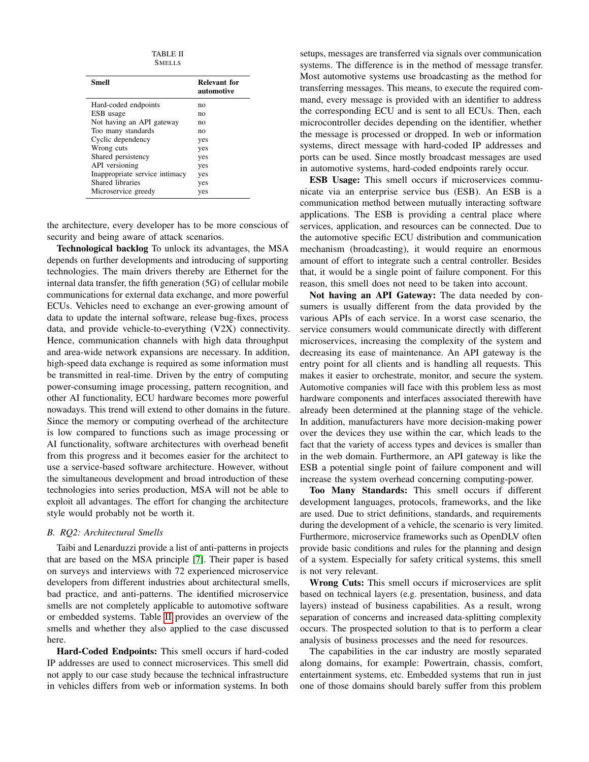TABLE II
SMELLS

| Smell | Relevant for automotive |
|---|---|
| Hard-coded endpoints | no |
| ESB usage | no |
| Not having an API gateway | no |
| Too many standards | no |
| Cyclic dependency | yes |
| Wrong cuts | yes |
| Shared persistency | yes |
| API versioning | yes |
| Inappropriate service intimacy | yes |
| Shared libraries | yes |
| Microservice greedy | yes |

the architecture, every developer has to be more conscious of security and being aware of attack scenarios.

**Technological backlog** To unlock its advantages, the MSA depends on further developments and introducing of supporting technologies. The main drivers thereby are Ethernet for the internal data transfer, the fifth generation (5G) of cellular mobile communications for external data exchange, and more powerful ECUs. Vehicles need to exchange an ever-growing amount of data to update the internal software, release bug-fixes, process data, and provide vehicle-to-everything (V2X) connectivity. Hence, communication channels with high data throughput and area-wide network expansions are necessary. In addition, high-speed data exchange is required as some information must be transmitted in real-time. Driven by the entry of computing power-consuming image processing, pattern recognition, and other AI functionality, ECU hardware becomes more powerful nowadays. This trend will extend to other domains in the future. Since the memory or computing overhead of the architecture is low compared to functions such as image processing or AI functionality, software architectures with overhead benefit from this progress and it becomes easier for the architect to use a service-based software architecture. However, without the simultaneous development and broad introduction of these technologies into series production, MSA will not be able to exploit all advantages. The effort for changing the architecture style would probably not be worth it.

### B. RQ2: Architectural Smells

Taibi and Lenarduzzi provide a list of anti-patterns in projects that are based on the MSA principle [7]. Their paper is based on surveys and interviews with 72 experienced microservice developers from different industries about architectural smells, bad practice, and anti-patterns. The identified microservice smells are not completely applicable to automotive software or embedded systems. Table II provides an overview of the smells and whether they also applied to the case discussed here.

**Hard-Coded Endpoints:** This smell occurs if hard-coded IP addresses are used to connect microservices. This smell did not apply to our case study because the technical infrastructure in vehicles differs from web or information systems. In both setups, messages are transferred via signals over communication systems. The difference is in the method of message transfer. Most automotive systems use broadcasting as the method for transferring messages. This means, to execute the required command, every message is provided with an identifier to address the corresponding ECU and is sent to all ECUs. Then, each microcontroller decides depending on the identifier, whether the message is processed or dropped. In web or information systems, direct message with hard-coded IP addresses and ports can be used. Since mostly broadcast messages are used in automotive systems, hard-coded endpoints rarely occur.

**ESB Usage:** This smell occurs if microservices communicate via an enterprise service bus (ESB). An ESB is a communication method between mutually interacting software applications. The ESB is providing a central place where services, application, and resources can be connected. Due to the automotive specific ECU distribution and communication mechanism (broadcasting), it would require an enormous amount of effort to integrate such a central controller. Besides that, it would be a single point of failure component. For this reason, this smell does not need to be taken into account.

**Not having an API Gateway:** The data needed by consumers is usually different from the data provided by the various APIs of each service. In a worst case scenario, the service consumers would communicate directly with different microservices, increasing the complexity of the system and decreasing its ease of maintenance. An API gateway is the entry point for all clients and is handling all requests. This makes it easier to orchestrate, monitor, and secure the system. Automotive companies will face with this problem less as most hardware components and interfaces associated therewith have already been determined at the planning stage of the vehicle. In addition, manufacturers have more decision-making power over the devices they use within the car, which leads to the fact that the variety of access types and devices is smaller than in the web domain. Furthermore, an API gateway is like the ESB a potential single point of failure component and will increase the system overhead concerning computing-power.

**Too Many Standards:** This smell occurs if different development languages, protocols, frameworks, and the like are used. Due to strict definitions, standards, and requirements during the development of a vehicle, the scenario is very limited. Furthermore, microservice frameworks such as OpenDLV often provide basic conditions and rules for the planning and design of a system. Especially for safety critical systems, this smell is not very relevant.

**Wrong Cuts:** This smell occurs if microservices are split based on technical layers (e.g. presentation, business, and data layers) instead of business capabilities. As a result, wrong separation of concerns and increased data-splitting complexity occurs. The prospected solution to that is to perform a clear analysis of business processes and the need for resources.

The capabilities in the car industry are mostly separated along domains, for example: Powertrain, chassis, comfort, entertainment systems, etc. Embedded systems that run in just one of those domains should barely suffer from this problem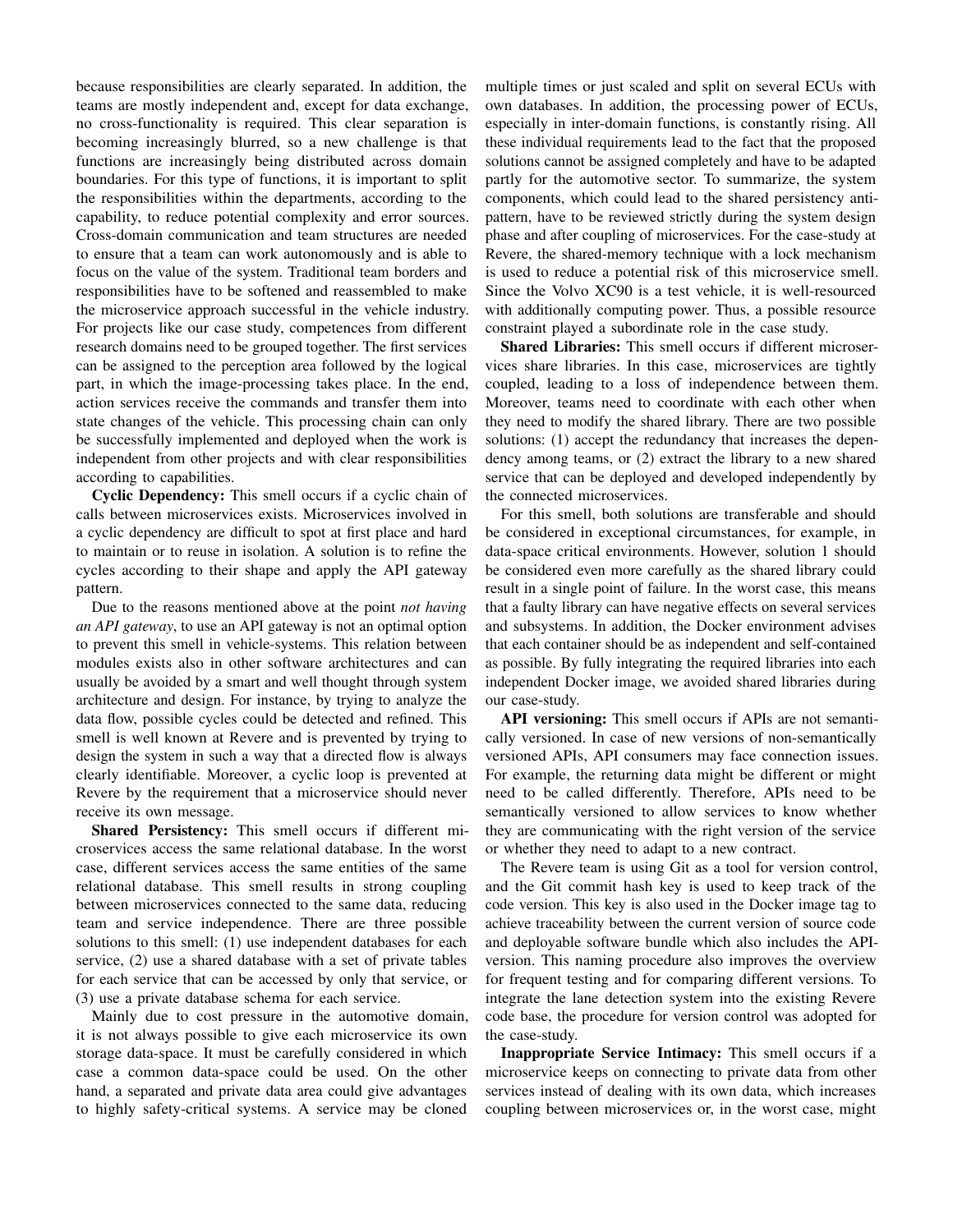because responsibilities are clearly separated. In addition, the teams are mostly independent and, except for data exchange, no cross-functionality is required. This clear separation is becoming increasingly blurred, so a new challenge is that functions are increasingly being distributed across domain boundaries. For this type of functions, it is important to split the responsibilities within the departments, according to the capability, to reduce potential complexity and error sources. Cross-domain communication and team structures are needed to ensure that a team can work autonomously and is able to focus on the value of the system. Traditional team borders and responsibilities have to be softened and reassembled to make the microservice approach successful in the vehicle industry. For projects like our case study, competences from different research domains need to be grouped together. The first services can be assigned to the perception area followed by the logical part, in which the image-processing takes place. In the end, action services receive the commands and transfer them into state changes of the vehicle. This processing chain can only be successfully implemented and deployed when the work is independent from other projects and with clear responsibilities according to capabilities.

**Cyclic Dependency:** This smell occurs if a cyclic chain of calls between microservices exists. Microservices involved in a cyclic dependency are difficult to spot at first place and hard to maintain or to reuse in isolation. A solution is to refine the cycles according to their shape and apply the API gateway pattern.

Due to the reasons mentioned above at the point *not having an API gateway*, to use an API gateway is not an optimal option to prevent this smell in vehicle-systems. This relation between modules exists also in other software architectures and can usually be avoided by a smart and well thought through system architecture and design. For instance, by trying to analyze the data flow, possible cycles could be detected and refined. This smell is well known at Revere and is prevented by trying to design the system in such a way that a directed flow is always clearly identifiable. Moreover, a cyclic loop is prevented at Revere by the requirement that a microservice should never receive its own message.

**Shared Persistency:** This smell occurs if different microservices access the same relational database. In the worst case, different services access the same entities of the same relational database. This smell results in strong coupling between microservices connected to the same data, reducing team and service independence. There are three possible solutions to this smell: (1) use independent databases for each service, (2) use a shared database with a set of private tables for each service that can be accessed by only that service, or (3) use a private database schema for each service.

Mainly due to cost pressure in the automotive domain, it is not always possible to give each microservice its own storage data-space. It must be carefully considered in which case a common data-space could be used. On the other hand, a separated and private data area could give advantages to highly safety-critical systems. A service may be cloned multiple times or just scaled and split on several ECUs with own databases. In addition, the processing power of ECUs, especially in inter-domain functions, is constantly rising. All these individual requirements lead to the fact that the proposed solutions cannot be assigned completely and have to be adapted partly for the automotive sector. To summarize, the system components, which could lead to the shared persistency anti-pattern, have to be reviewed strictly during the system design phase and after coupling of microservices. For the case-study at Revere, the shared-memory technique with a lock mechanism is used to reduce a potential risk of this microservice smell. Since the Volvo XC90 is a test vehicle, it is well-resourced with additionally computing power. Thus, a possible resource constraint played a subordinate role in the case study.

**Shared Libraries:** This smell occurs if different microservices share libraries. In this case, microservices are tightly coupled, leading to a loss of independence between them. Moreover, teams need to coordinate with each other when they need to modify the shared library. There are two possible solutions: (1) accept the redundancy that increases the dependency among teams, or (2) extract the library to a new shared service that can be deployed and developed independently by the connected microservices.

For this smell, both solutions are transferable and should be considered in exceptional circumstances, for example, in data-space critical environments. However, solution 1 should be considered even more carefully as the shared library could result in a single point of failure. In the worst case, this means that a faulty library can have negative effects on several services and subsystems. In addition, the Docker environment advises that each container should be as independent and self-contained as possible. By fully integrating the required libraries into each independent Docker image, we avoided shared libraries during our case-study.

**API versioning:** This smell occurs if APIs are not semantically versioned. In case of new versions of non-semantically versioned APIs, API consumers may face connection issues. For example, the returning data might be different or might need to be called differently. Therefore, APIs need to be semantically versioned to allow services to know whether they are communicating with the right version of the service or whether they need to adapt to a new contract.

The Revere team is using Git as a tool for version control, and the Git commit hash key is used to keep track of the code version. This key is also used in the Docker image tag to achieve traceability between the current version of source code and deployable software bundle which also includes the API-version. This naming procedure also improves the overview for frequent testing and for comparing different versions. To integrate the lane detection system into the existing Revere code base, the procedure for version control was adopted for the case-study.

**Inappropriate Service Intimacy:** This smell occurs if a microservice keeps on connecting to private data from other services instead of dealing with its own data, which increases coupling between microservices or, in the worst case, might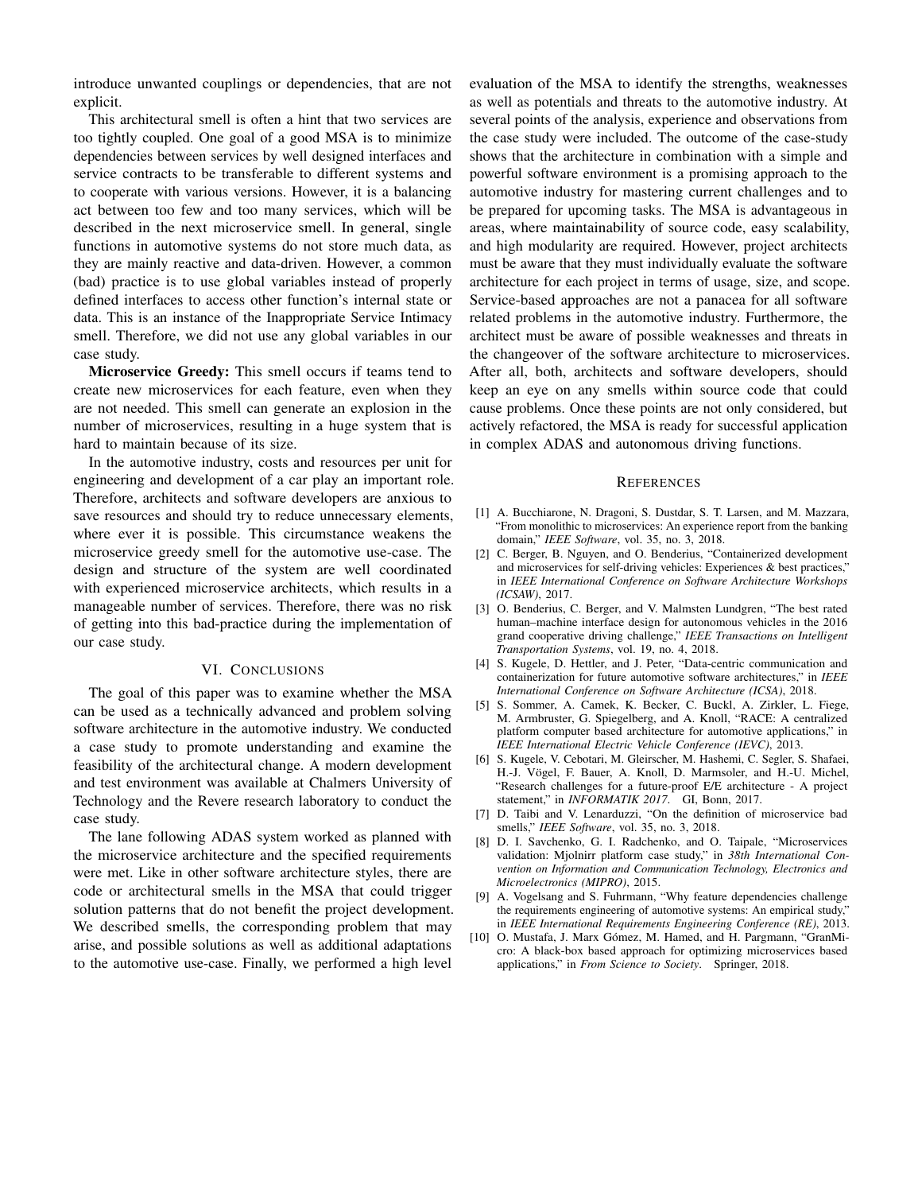introduce unwanted couplings or dependencies, that are not explicit.

This architectural smell is often a hint that two services are too tightly coupled. One goal of a good MSA is to minimize dependencies between services by well designed interfaces and service contracts to be transferable to different systems and to cooperate with various versions. However, it is a balancing act between too few and too many services, which will be described in the next microservice smell. In general, single functions in automotive systems do not store much data, as they are mainly reactive and data-driven. However, a common (bad) practice is to use global variables instead of properly defined interfaces to access other function's internal state or data. This is an instance of the Inappropriate Service Intimacy smell. Therefore, we did not use any global variables in our case study.

**Microservice Greedy:** This smell occurs if teams tend to create new microservices for each feature, even when they are not needed. This smell can generate an explosion in the number of microservices, resulting in a huge system that is hard to maintain because of its size.

In the automotive industry, costs and resources per unit for engineering and development of a car play an important role. Therefore, architects and software developers are anxious to save resources and should try to reduce unnecessary elements, where ever it is possible. This circumstance weakens the microservice greedy smell for the automotive use-case. The design and structure of the system are well coordinated with experienced microservice architects, which results in a manageable number of services. Therefore, there was no risk of getting into this bad-practice during the implementation of our case study.

## VI. Conclusions

The goal of this paper was to examine whether the MSA can be used as a technically advanced and problem solving software architecture in the automotive industry. We conducted a case study to promote understanding and examine the feasibility of the architectural change. A modern development and test environment was available at Chalmers University of Technology and the Revere research laboratory to conduct the case study.

The lane following ADAS system worked as planned with the microservice architecture and the specified requirements were met. Like in other software architecture styles, there are code or architectural smells in the MSA that could trigger solution patterns that do not benefit the project development. We described smells, the corresponding problem that may arise, and possible solutions as well as additional adaptations to the automotive use-case. Finally, we performed a high level evaluation of the MSA to identify the strengths, weaknesses as well as potentials and threats to the automotive industry. At several points of the analysis, experience and observations from the case study were included. The outcome of the case-study shows that the architecture in combination with a simple and powerful software environment is a promising approach to the automotive industry for mastering current challenges and to be prepared for upcoming tasks. The MSA is advantageous in areas, where maintainability of source code, easy scalability, and high modularity are required. However, project architects must be aware that they must individually evaluate the software architecture for each project in terms of usage, size, and scope. Service-based approaches are not a panacea for all software related problems in the automotive industry. Furthermore, the architect must be aware of possible weaknesses and threats in the changeover of the software architecture to microservices. After all, both, architects and software developers, should keep an eye on any smells within source code that could cause problems. Once these points are not only considered, but actively refactored, the MSA is ready for successful application in complex ADAS and autonomous driving functions.

## References

[1] A. Bucchiarone, N. Dragoni, S. Dustdar, S. T. Larsen, and M. Mazzara, "From monolithic to microservices: An experience report from the banking domain," *IEEE Software*, vol. 35, no. 3, 2018.

[2] C. Berger, B. Nguyen, and O. Benderius, "Containerized development and microservices for self-driving vehicles: Experiences & best practices," in *IEEE International Conference on Software Architecture Workshops (ICSAW)*, 2017.

[3] O. Benderius, C. Berger, and V. Malmsten Lundgren, "The best rated human–machine interface design for autonomous vehicles in the 2016 grand cooperative driving challenge," *IEEE Transactions on Intelligent Transportation Systems*, vol. 19, no. 4, 2018.

[4] S. Kugele, D. Hettler, and J. Peter, "Data-centric communication and containerization for future automotive software architectures," in *IEEE International Conference on Software Architecture (ICSA)*, 2018.

[5] S. Sommer, A. Camek, K. Becker, C. Buckl, A. Zirkler, L. Fiege, M. Armbruster, G. Spiegelberg, and A. Knoll, "RACE: A centralized platform computer based architecture for automotive applications," in *IEEE International Electric Vehicle Conference (IEVC)*, 2013.

[6] S. Kugele, V. Cebotari, M. Gleirscher, M. Hashemi, C. Segler, S. Shafaei, H.-J. Vögel, F. Bauer, A. Knoll, D. Marmsoler, and H.-U. Michel, "Research challenges for a future-proof E/E architecture - A project statement," in *INFORMATIK 2017*. GI, Bonn, 2017.

[7] D. Taibi and V. Lenarduzzi, "On the definition of microservice bad smells," *IEEE Software*, vol. 35, no. 3, 2018.

[8] D. I. Savchenko, G. I. Radchenko, and O. Taipale, "Microservices validation: Mjolnirr platform case study," in *38th International Convention on Information and Communication Technology, Electronics and Microelectronics (MIPRO)*, 2015.

[9] A. Vogelsang and S. Fuhrmann, "Why feature dependencies challenge the requirements engineering of automotive systems: An empirical study," in *IEEE International Requirements Engineering Conference (RE)*, 2013.

[10] O. Mustafa, J. Marx Gómez, M. Hamed, and H. Pargmann, "GranMicro: A black-box based approach for optimizing microservices based applications," in *From Science to Society*. Springer, 2018.